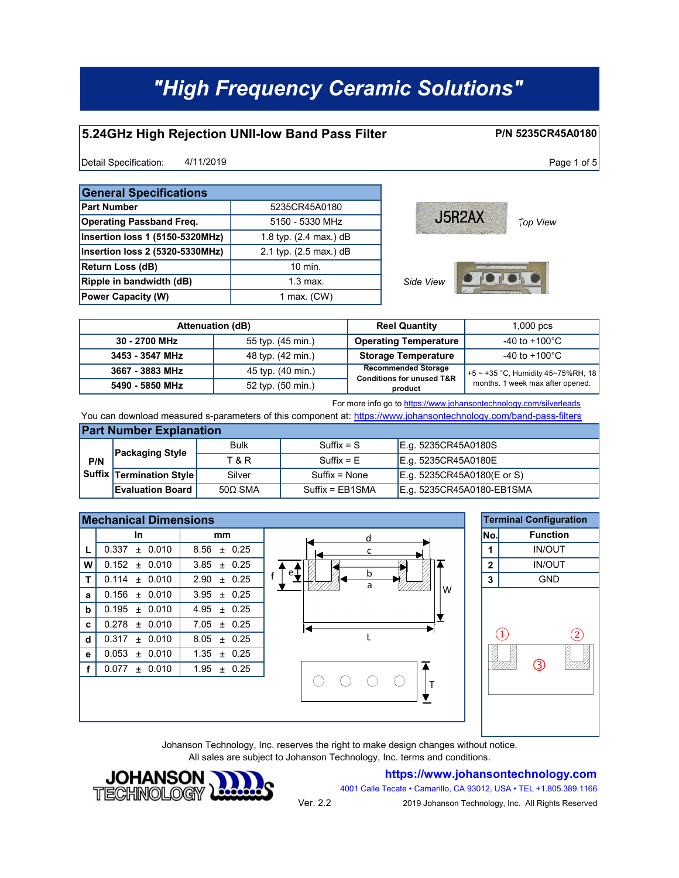# "High Frequency Ceramic Solutions"

## 5.24GHz High Rejection UNII-low Band Pass Filter

**P/N 5235CR45A0180**

Detail Specification: 4/11/2019

### General Specifications

| General Specifications | |
|---|---|
| **Part Number** | 5235CR45A0180 |
| **Operating Passband Freq.** | 5150 - 5330 MHz |
| **Insertion loss 1 (5150-5320MHz)** | 1.8 typ. (2.4 max.) dB |
| **Insertion loss 2 (5320-5330MHz)** | 2.1 typ. (2.5 max.) dB |
| **Return Loss (dB)** | 10 min. |
| **Ripple in bandwidth (dB)** | 1.3 max. |
| **Power Capacity (W)** | 1 max. (CW) |

J5R2AX *Top View*

*Side View*

| Attenuation (dB) | | Reel Quantity | 1,000 pcs |
|---|---|---|---|
| **30 - 2700 MHz** | 55 typ. (45 min.) | **Operating Temperature** | -40 to +100°C |
| **3453 - 3547 MHz** | 48 typ. (42 min.) | **Storage Temperature** | -40 to +100°C |
| **3667 - 3883 MHz** | 45 typ. (40 min.) | **Recommended Storage Conditions for unused T&R product** | +5 ~ +35 °C, Humidity 45~75%RH, 18 months. 1 week max after opened. |
| **5490 - 5850 MHz** | 52 typ. (50 min.) | | |

For more info go to https://www.johansontechnology.com/silverleads

You can download measured s-parameters of this component at: https://www.johansontechnology.com/band-pass-filters

### Part Number Explanation

| | | | | |
|---|---|---|---|---|
| **P/N Suffix** | **Packaging Style** | Bulk | Suffix = S | E.g. 5235CR45A0180S |
| | | T & R | Suffix = E | E.g. 5235CR45A0180E |
| | **Termination Style** | Silver | Suffix = None | E.g. 5235CR45A0180(E or S) |
| | **Evaluation Board** | 50Ω SMA | Suffix = EB1SMA | E.g. 5235CR45A0180-EB1SMA |

### Mechanical Dimensions

| | In | mm |
|---|---|---|
| **L** | 0.337 ± 0.010 | 8.56 ± 0.25 |
| **W** | 0.152 ± 0.010 | 3.85 ± 0.25 |
| **T** | 0.114 ± 0.010 | 2.90 ± 0.25 |
| **a** | 0.156 ± 0.010 | 3.95 ± 0.25 |
| **b** | 0.195 ± 0.010 | 4.95 ± 0.25 |
| **c** | 0.278 ± 0.010 | 7.05 ± 0.25 |
| **d** | 0.317 ± 0.010 | 8.05 ± 0.25 |
| **e** | 0.053 ± 0.010 | 1.35 ± 0.25 |
| **f** | 0.077 ± 0.010 | 1.95 ± 0.25 |

### Terminal Configuration

| No. | Function |
|---|---|
| 1 | IN/OUT |
| 2 | IN/OUT |
| 3 | GND |

Johanson Technology, Inc. reserves the right to make design changes without notice.
All sales are subject to Johanson Technology, Inc. terms and conditions.

JOHANSON TECHNOLOGY

https://www.johansontechnology.com

4001 Calle Tecate • Camarillo, CA 93012, USA • TEL +1.805.389.1166

Ver. 2.2

2019 Johanson Technology, Inc. All Rights Reserved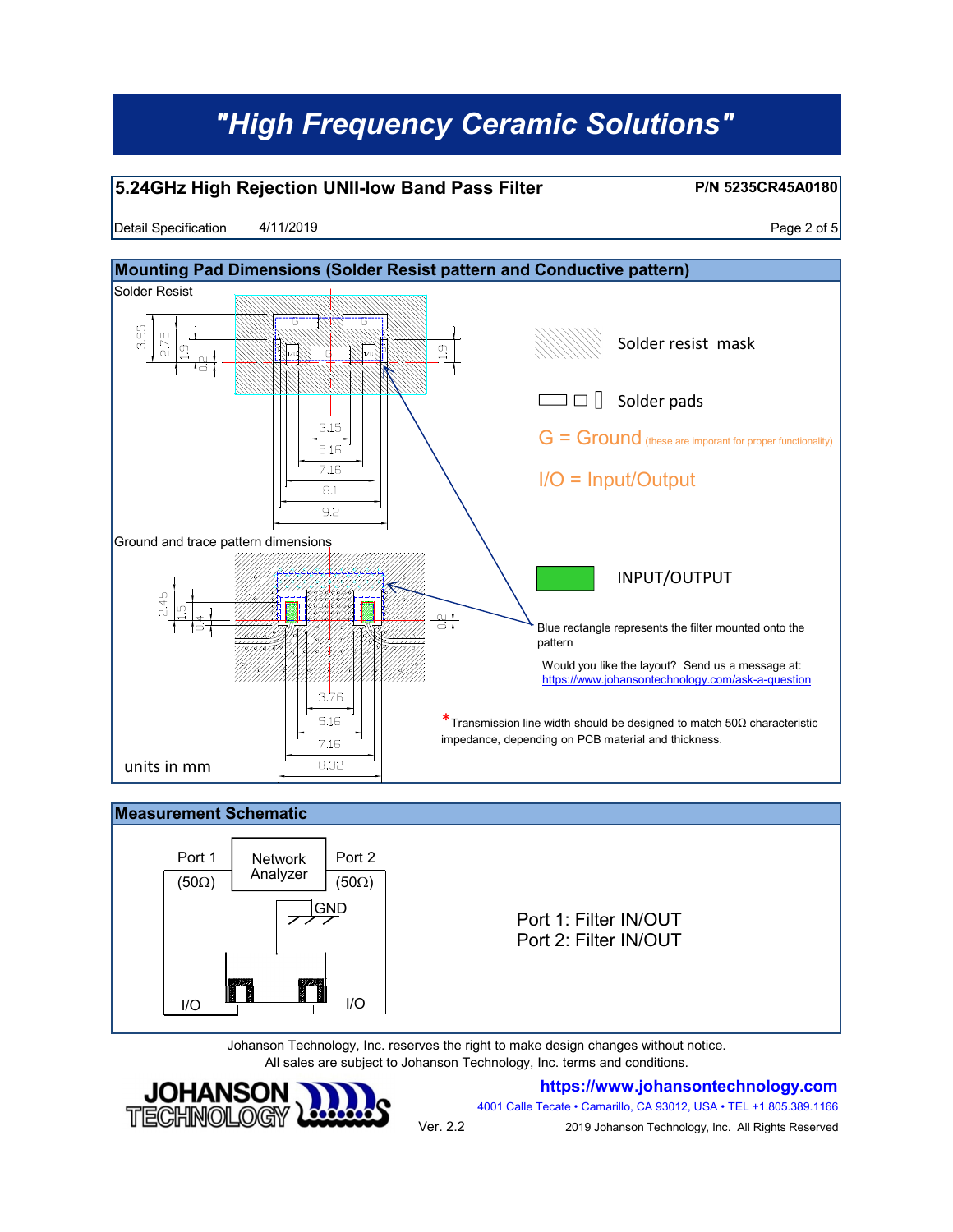## 5.24GHz High Rejection UNII-low Band Pass Filter

**P/N 5235CR45A0180**

Detail Specification: 4/11/2019

## Mounting Pad Dimensions (Solder Resist pattern and Conductive pattern)

Solder Resist

3.95, 2.75, 1.9, 0.2, 1.9

3.15, 5.16, 7.16, 8.1, 9.2

Solder resist mask

Solder pads

G = Ground (these are imporant for proper functionality)

I/O = Input/Output

Ground and trace pattern dimensions

2.45, 1.5, 0.4, 0.2

3.76, 5.16, 7.16, 8.32

INPUT/OUTPUT

Blue rectangle represents the filter mounted onto the pattern

Would you like the layout? Send us a message at: https://www.johansontechnology.com/ask-a-question

*Transmission line width should be designed to match 50Ω characteristic impedance, depending on PCB material and thickness.

units in mm

## Measurement Schematic

Port 1 (50Ω) — Network Analyzer — Port 2 (50Ω)

GND

I/O — I/O

Port 1: Filter IN/OUT
Port 2: Filter IN/OUT

Johanson Technology, Inc. reserves the right to make design changes without notice.
All sales are subject to Johanson Technology, Inc. terms and conditions.

https://www.johansontechnology.com
4001 Calle Tecate • Camarillo, CA 93012, USA • TEL +1.805.389.1166

Ver. 2.2

2019 Johanson Technology, Inc. All Rights Reserved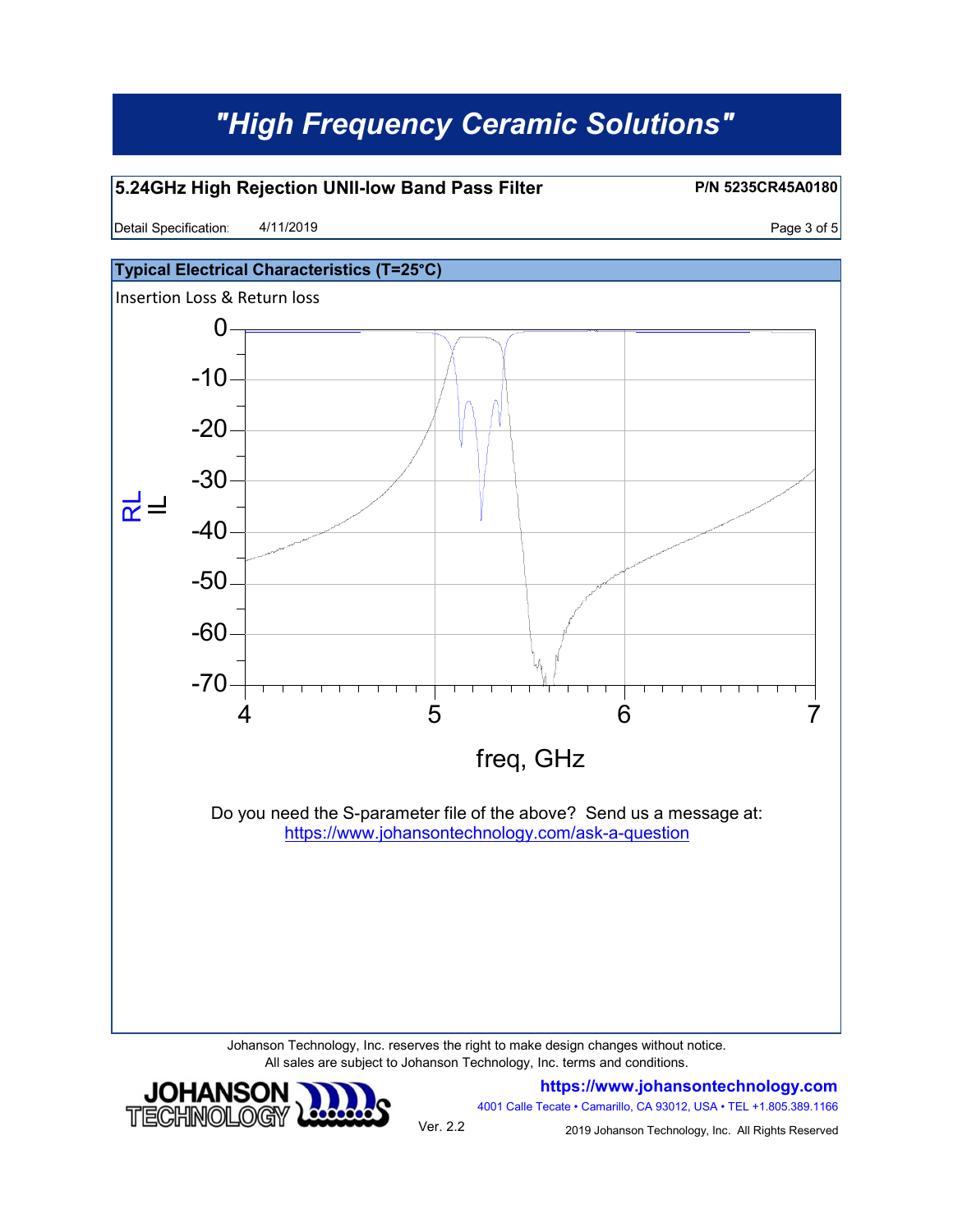# "High Frequency Ceramic Solutions"

## 5.24GHz High Rejection UNII-low Band Pass Filter

**P/N 5235CR45A0180**

Detail Specification: 4/11/2019

### Typical Electrical Characteristics (T=25°C)

Insertion Loss & Return loss

Do you need the S-parameter file of the above? Send us a message at:
https://www.johansontechnology.com/ask-a-question

Johanson Technology, Inc. reserves the right to make design changes without notice.
All sales are subject to Johanson Technology, Inc. terms and conditions.

**https://www.johansontechnology.com**
4001 Calle Tecate • Camarillo, CA 93012, USA • TEL +1.805.389.1166

Ver. 2.2

2019 Johanson Technology, Inc. All Rights Reserved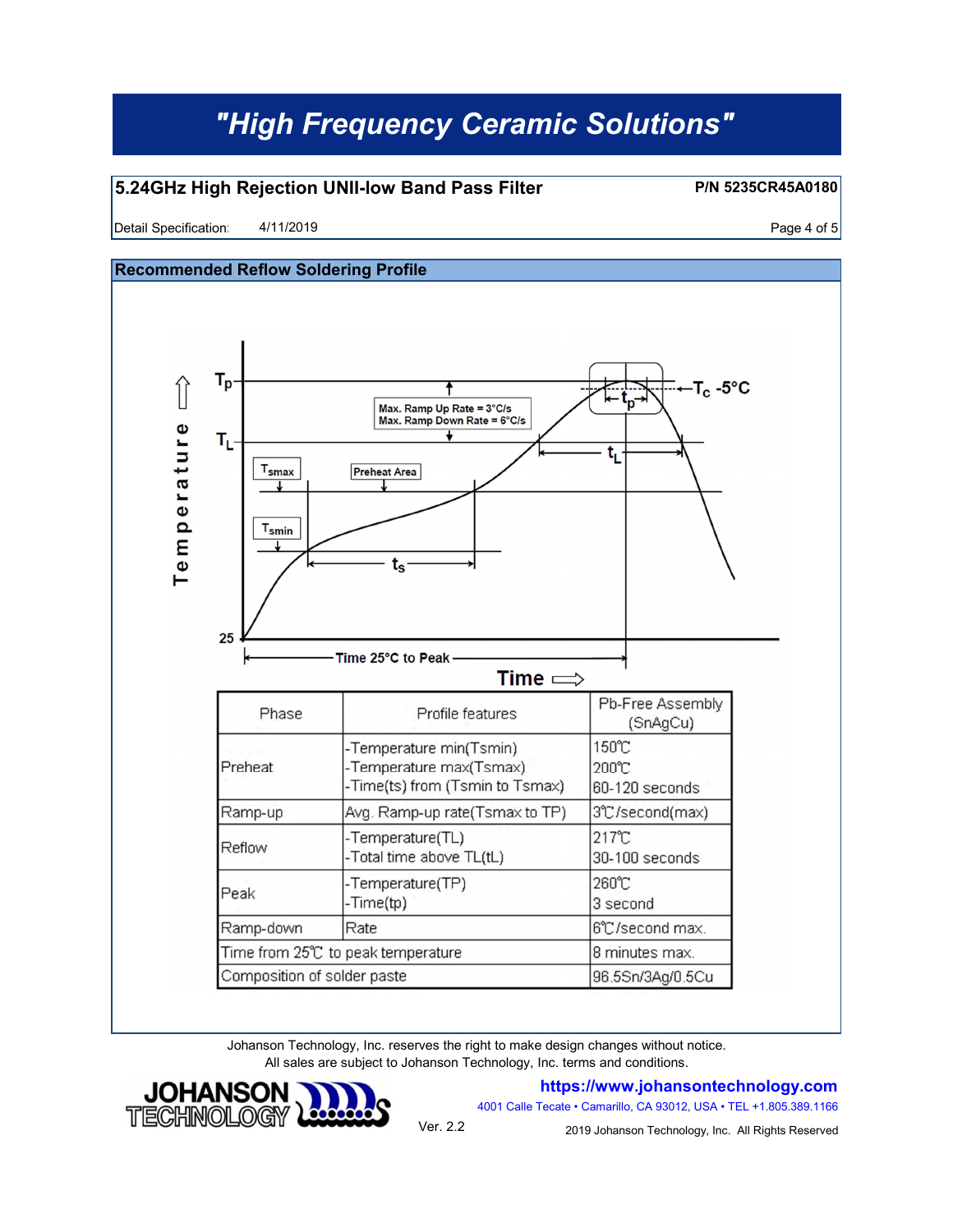# "High Frequency Ceramic Solutions"

## 5.24GHz High Rejection UNII-low Band Pass Filter

**P/N 5235CR45A0180**

Detail Specification: 4/11/2019

## Recommended Reflow Soldering Profile

| Phase | Profile features | Pb-Free Assembly (SnAgCu) |
|---|---|---|
| Preheat | -Temperature min(Tsmin)<br>-Temperature max(Tsmax)<br>-Time(ts) from (Tsmin to Tsmax) | 150℃<br>200℃<br>60-120 seconds |
| Ramp-up | Avg. Ramp-up rate(Tsmax to TP) | 3℃/second(max) |
| Reflow | -Temperature(TL)<br>-Total time above TL(tL) | 217℃<br>30-100 seconds |
| Peak | -Temperature(TP)<br>-Time(tp) | 260℃<br>3 second |
| Ramp-down | Rate | 6℃/second max. |
| Time from 25℃ to peak temperature | | 8 minutes max. |
| Composition of solder paste | | 96.5Sn/3Ag/0.5Cu |

Johanson Technology, Inc. reserves the right to make design changes without notice.
All sales are subject to Johanson Technology, Inc. terms and conditions.

https://www.johansontechnology.com
4001 Calle Tecate • Camarillo, CA 93012, USA • TEL +1.805.389.1166

Ver. 2.2

2019 Johanson Technology, Inc. All Rights Reserved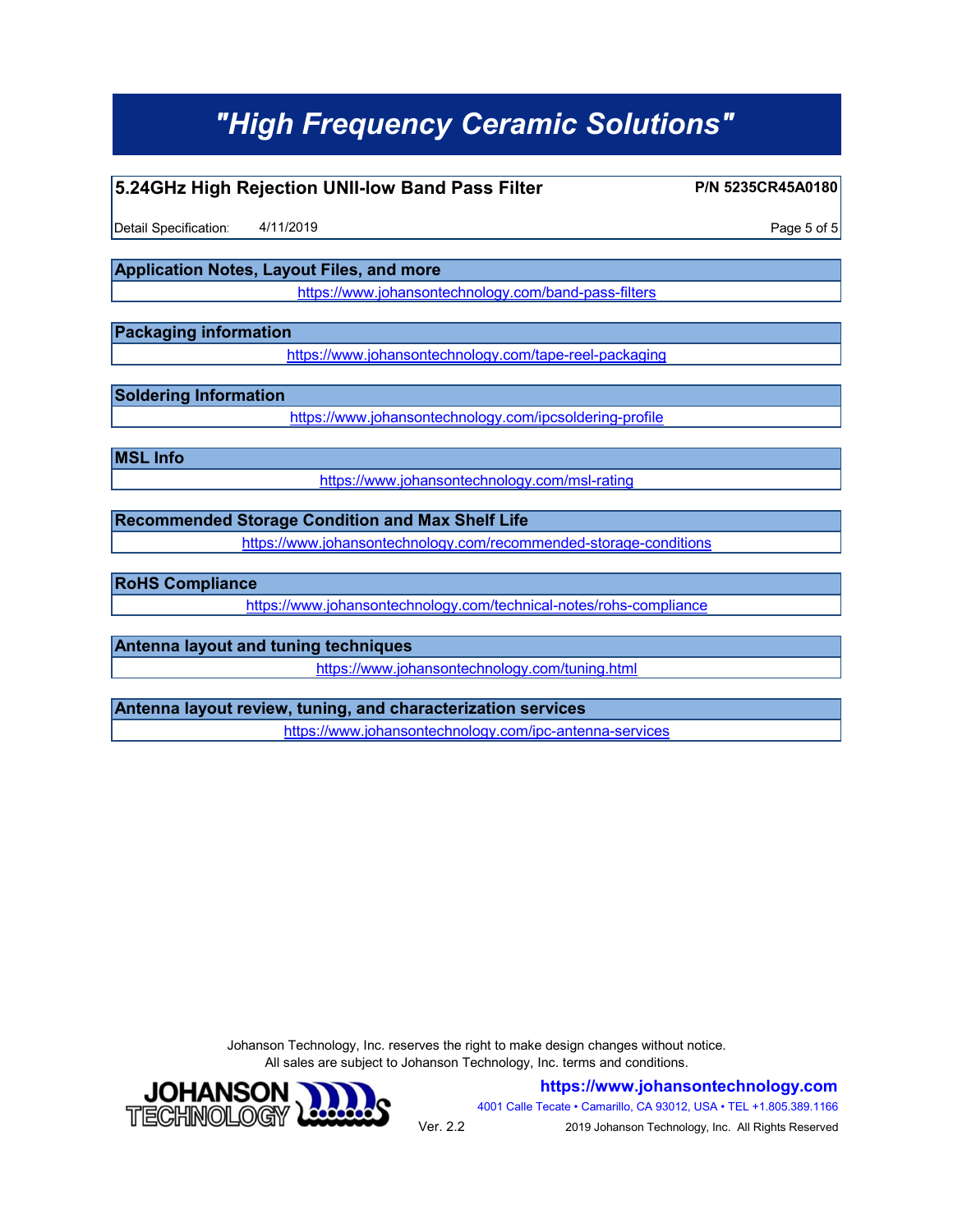## Application Notes, Layout Files, and more

https://www.johansontechnology.com/band-pass-filters

## Packaging information

https://www.johansontechnology.com/tape-reel-packaging

## Soldering Information

https://www.johansontechnology.com/ipcsoldering-profile

## MSL Info

https://www.johansontechnology.com/msl-rating

## Recommended Storage Condition and Max Shelf Life

https://www.johansontechnology.com/recommended-storage-conditions

## RoHS Compliance

https://www.johansontechnology.com/technical-notes/rohs-compliance

## Antenna layout and tuning techniques

https://www.johansontechnology.com/tuning.html

## Antenna layout review, tuning, and characterization services

https://www.johansontechnology.com/ipc-antenna-services

Johanson Technology, Inc. reserves the right to make design changes without notice.
All sales are subject to Johanson Technology, Inc. terms and conditions.

https://www.johansontechnology.com

4001 Calle Tecate • Camarillo, CA 93012, USA • TEL +1.805.389.1166

Ver. 2.2

2019 Johanson Technology, Inc. All Rights Reserved